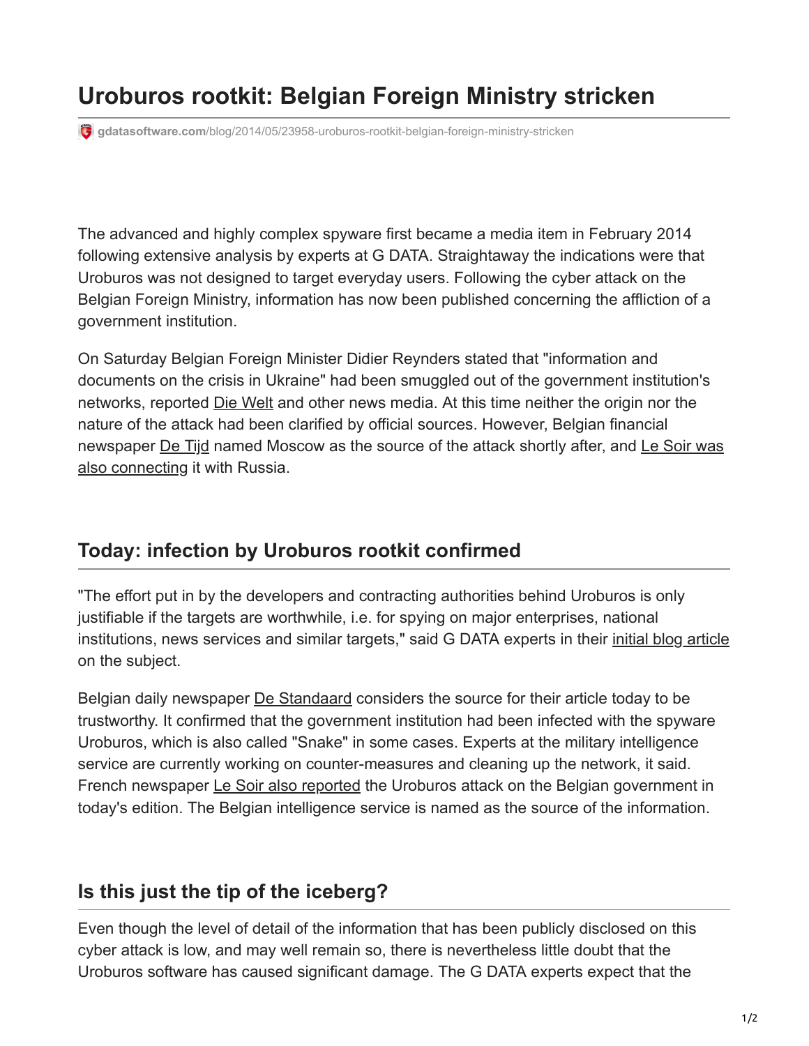# Uroburos rootkit: Belgian Foreign Ministry stricken

gdatasoftware.com/blog/2014/05/23958-uroburos-rootkit-belgian-foreign-ministry-stricken

The advanced and highly complex spyware first became a media item in February 2014 following extensive analysis by experts at G DATA. Straightaway the indications were that Uroburos was not designed to target everyday users. Following the cyber attack on the Belgian Foreign Ministry, information has now been published concerning the affliction of a government institution.

On Saturday Belgian Foreign Minister Didier Reynders stated that "information and documents on the crisis in Ukraine" had been smuggled out of the government institution's networks, reported Die Welt and other news media. At this time neither the origin nor the nature of the attack had been clarified by official sources. However, Belgian financial newspaper De Tijd named Moscow as the source of the attack shortly after, and Le Soir was also connecting it with Russia.

## Today: infection by Uroburos rootkit confirmed

"The effort put in by the developers and contracting authorities behind Uroburos is only justifiable if the targets are worthwhile, i.e. for spying on major enterprises, national institutions, news services and similar targets," said G DATA experts in their initial blog article on the subject.

Belgian daily newspaper De Standaard considers the source for their article today to be trustworthy. It confirmed that the government institution had been infected with the spyware Uroburos, which is also called "Snake" in some cases. Experts at the military intelligence service are currently working on counter-measures and cleaning up the network, it said. French newspaper Le Soir also reported the Uroburos attack on the Belgian government in today's edition. The Belgian intelligence service is named as the source of the information.

## Is this just the tip of the iceberg?

Even though the level of detail of the information that has been publicly disclosed on this cyber attack is low, and may well remain so, there is nevertheless little doubt that the Uroburos software has caused significant damage. The G DATA experts expect that the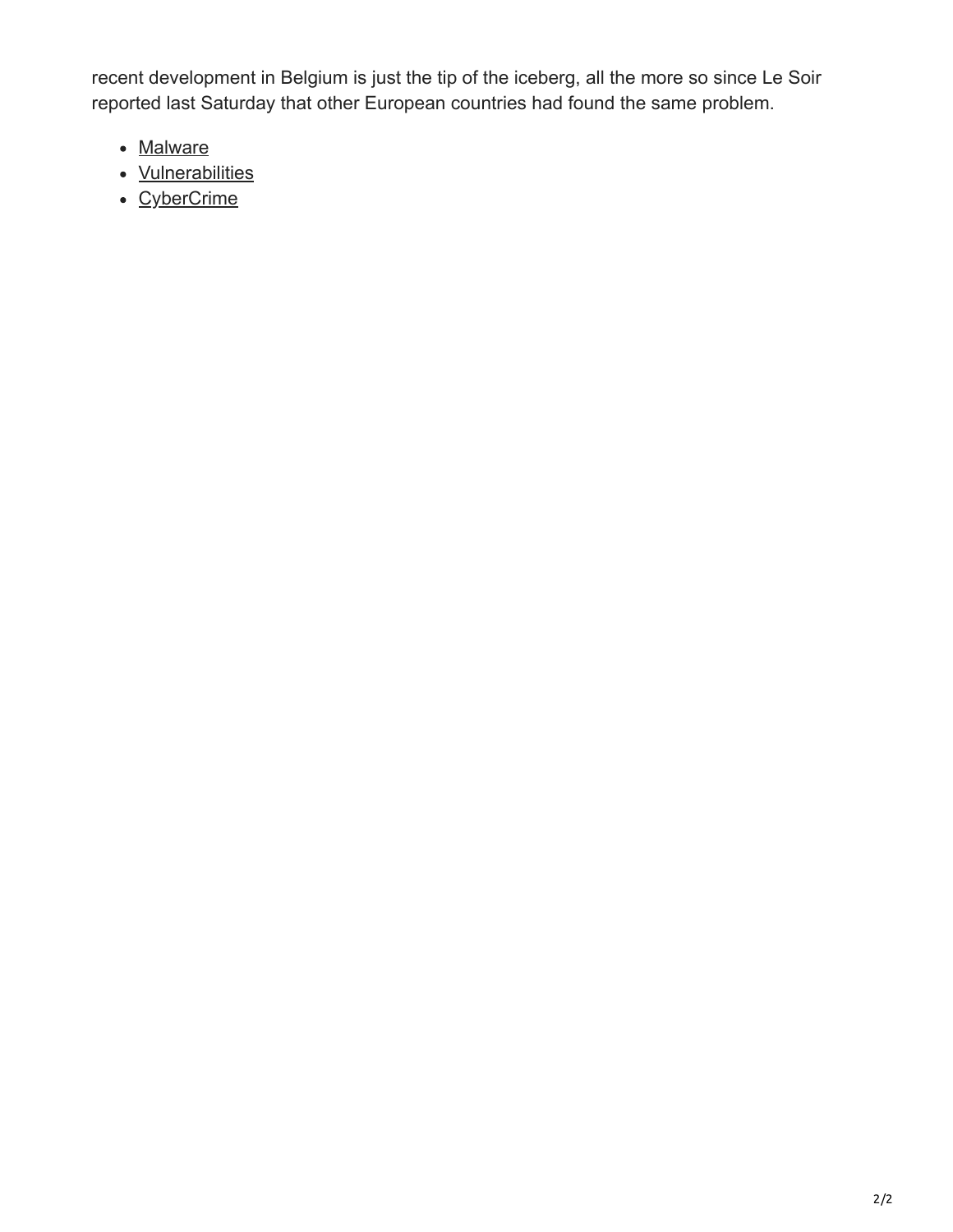recent development in Belgium is just the tip of the iceberg, all the more so since Le Soir reported last Saturday that other European countries had found the same problem.

- Malware
- Vulnerabilities
- CyberCrime